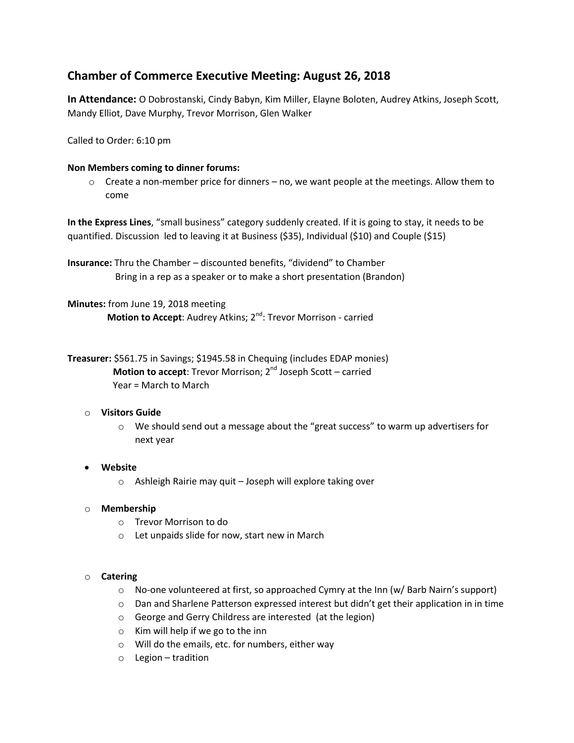## Chamber of Commerce Executive Meeting: August 26, 2018

**In Attendance:** O Dobrostanski, Cindy Babyn, Kim Miller, Elayne Boloten, Audrey Atkins, Joseph Scott, Mandy Elliot, Dave Murphy, Trevor Morrison, Glen Walker

Called to Order: 6:10 pm

**Non Members coming to dinner forums:**

- Create a non-member price for dinners – no, we want people at the meetings. Allow them to come

**In the Express Lines**, "small business" category suddenly created. If it is going to stay, it needs to be quantified. Discussion led to leaving it at Business ($35), Individual ($10) and Couple ($15)

**Insurance:** Thru the Chamber – discounted benefits, "dividend" to Chamber
Bring in a rep as a speaker or to make a short presentation (Brandon)

**Minutes:** from June 19, 2018 meeting
**Motion to Accept**: Audrey Atkins; 2nd: Trevor Morrison - carried

**Treasurer:** $561.75 in Savings; $1945.58 in Chequing (includes EDAP monies)
**Motion to accept**: Trevor Morrison; 2nd Joseph Scott – carried
Year = March to March

- **Visitors Guide**
  - We should send out a message about the "great success" to warm up advertisers for next year
- **Website**
  - Ashleigh Rairie may quit – Joseph will explore taking over
- **Membership**
  - Trevor Morrison to do
  - Let unpaids slide for now, start new in March
- **Catering**
  - No-one volunteered at first, so approached Cymry at the Inn (w/ Barb Nairn's support)
  - Dan and Sharlene Patterson expressed interest but didn't get their application in in time
  - George and Gerry Childress are interested (at the legion)
  - Kim will help if we go to the inn
  - Will do the emails, etc. for numbers, either way
  - Legion – tradition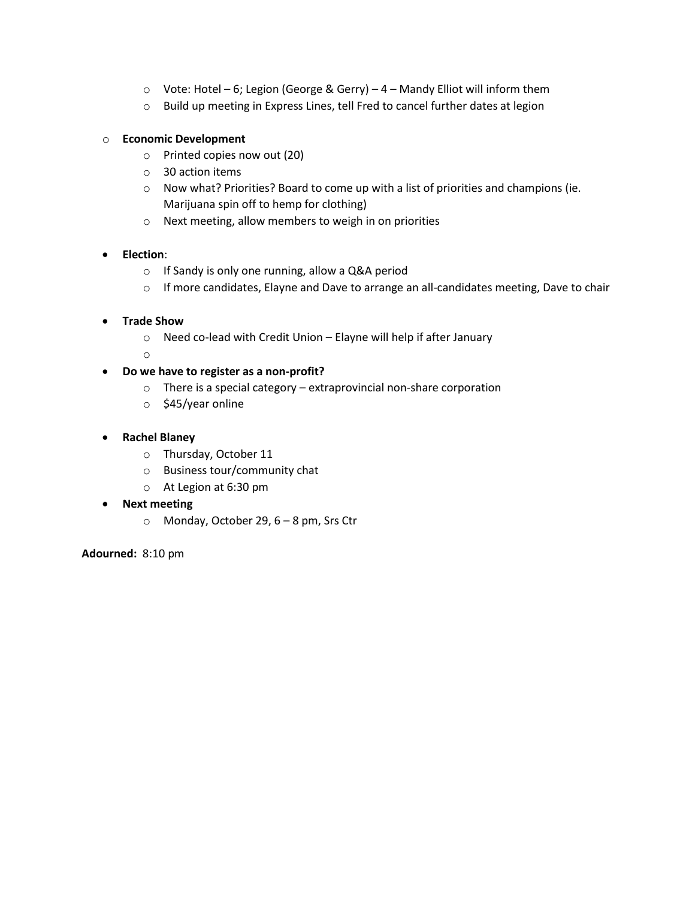- Vote: Hotel – 6; Legion (George & Gerry) – 4 – Mandy Elliot will inform them
  - Build up meeting in Express Lines, tell Fred to cancel further dates at legion

- **Economic Development**
  - Printed copies now out (20)
  - 30 action items
  - Now what? Priorities? Board to come up with a list of priorities and champions (ie. Marijuana spin off to hemp for clothing)
  - Next meeting, allow members to weigh in on priorities

- **Election**:
  - If Sandy is only one running, allow a Q&A period
  - If more candidates, Elayne and Dave to arrange an all-candidates meeting, Dave to chair

- **Trade Show**
  - Need co-lead with Credit Union – Elayne will help if after January

- **Do we have to register as a non-profit?**
  - There is a special category – extraprovincial non-share corporation
  - $45/year online

- **Rachel Blaney**
  - Thursday, October 11
  - Business tour/community chat
  - At Legion at 6:30 pm

- **Next meeting**
  - Monday, October 29, 6 – 8 pm, Srs Ctr

**Adourned:** 8:10 pm